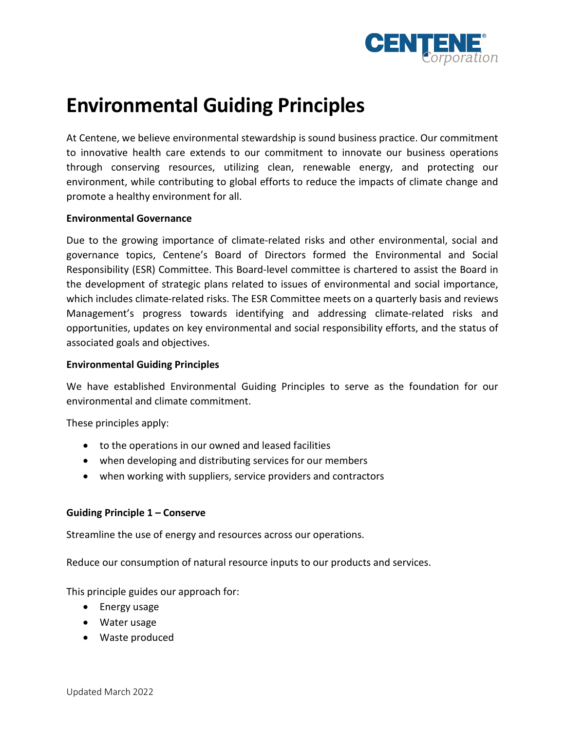# Environmental Guiding Principles

At Centene, we believe environmental stewardship is sound business practice. Our commitment to innovative health care extends to our commitment to innovate our business operations through conserving resources, utilizing clean, renewable energy, and protecting our environment, while contributing to global efforts to reduce the impacts of climate change and promote a healthy environment for all.

**Environmental Governance**

Due to the growing importance of climate-related risks and other environmental, social and governance topics, Centene's Board of Directors formed the Environmental and Social Responsibility (ESR) Committee. This Board-level committee is chartered to assist the Board in the development of strategic plans related to issues of environmental and social importance, which includes climate-related risks. The ESR Committee meets on a quarterly basis and reviews Management's progress towards identifying and addressing climate-related risks and opportunities, updates on key environmental and social responsibility efforts, and the status of associated goals and objectives.

**Environmental Guiding Principles**

We have established Environmental Guiding Principles to serve as the foundation for our environmental and climate commitment.

These principles apply:

- to the operations in our owned and leased facilities
- when developing and distributing services for our members
- when working with suppliers, service providers and contractors

**Guiding Principle 1 – Conserve**

Streamline the use of energy and resources across our operations.

Reduce our consumption of natural resource inputs to our products and services.

This principle guides our approach for:

- Energy usage
- Water usage
- Waste produced

Updated March 2022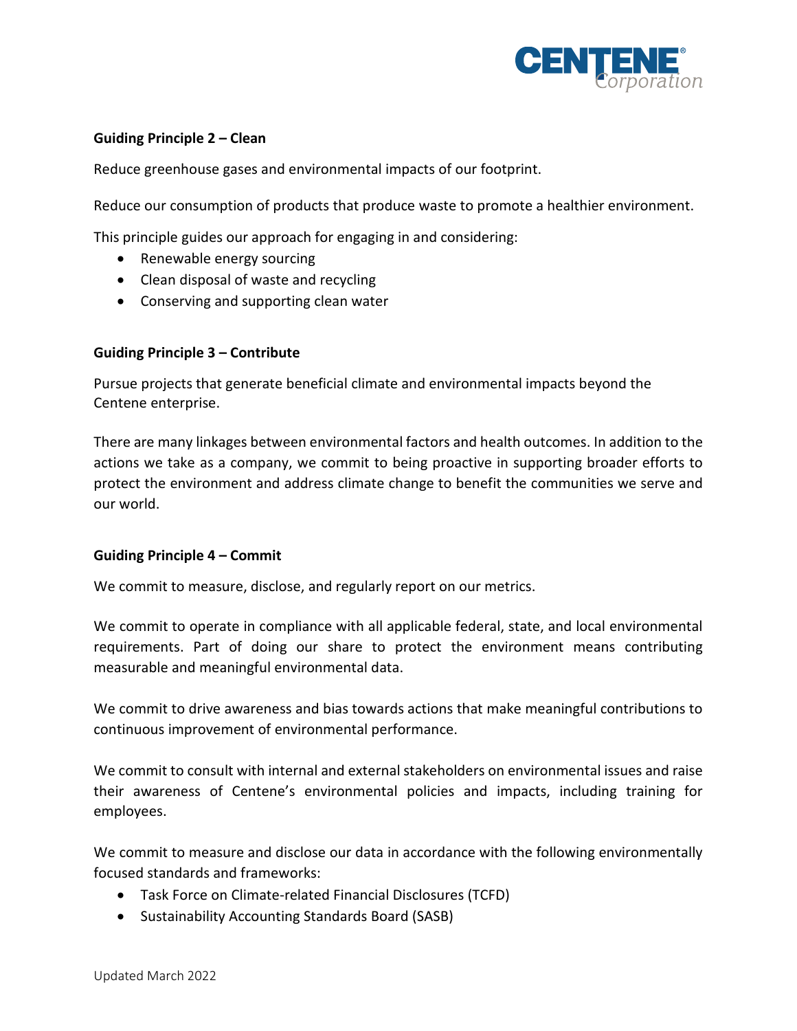**Guiding Principle 2 – Clean**

Reduce greenhouse gases and environmental impacts of our footprint.

Reduce our consumption of products that produce waste to promote a healthier environment.

This principle guides our approach for engaging in and considering:

- Renewable energy sourcing
- Clean disposal of waste and recycling
- Conserving and supporting clean water

**Guiding Principle 3 – Contribute**

Pursue projects that generate beneficial climate and environmental impacts beyond the Centene enterprise.

There are many linkages between environmental factors and health outcomes. In addition to the actions we take as a company, we commit to being proactive in supporting broader efforts to protect the environment and address climate change to benefit the communities we serve and our world.

**Guiding Principle 4 – Commit**

We commit to measure, disclose, and regularly report on our metrics.

We commit to operate in compliance with all applicable federal, state, and local environmental requirements. Part of doing our share to protect the environment means contributing measurable and meaningful environmental data.

We commit to drive awareness and bias towards actions that make meaningful contributions to continuous improvement of environmental performance.

We commit to consult with internal and external stakeholders on environmental issues and raise their awareness of Centene's environmental policies and impacts, including training for employees.

We commit to measure and disclose our data in accordance with the following environmentally focused standards and frameworks:

- Task Force on Climate-related Financial Disclosures (TCFD)
- Sustainability Accounting Standards Board (SASB)

Updated March 2022